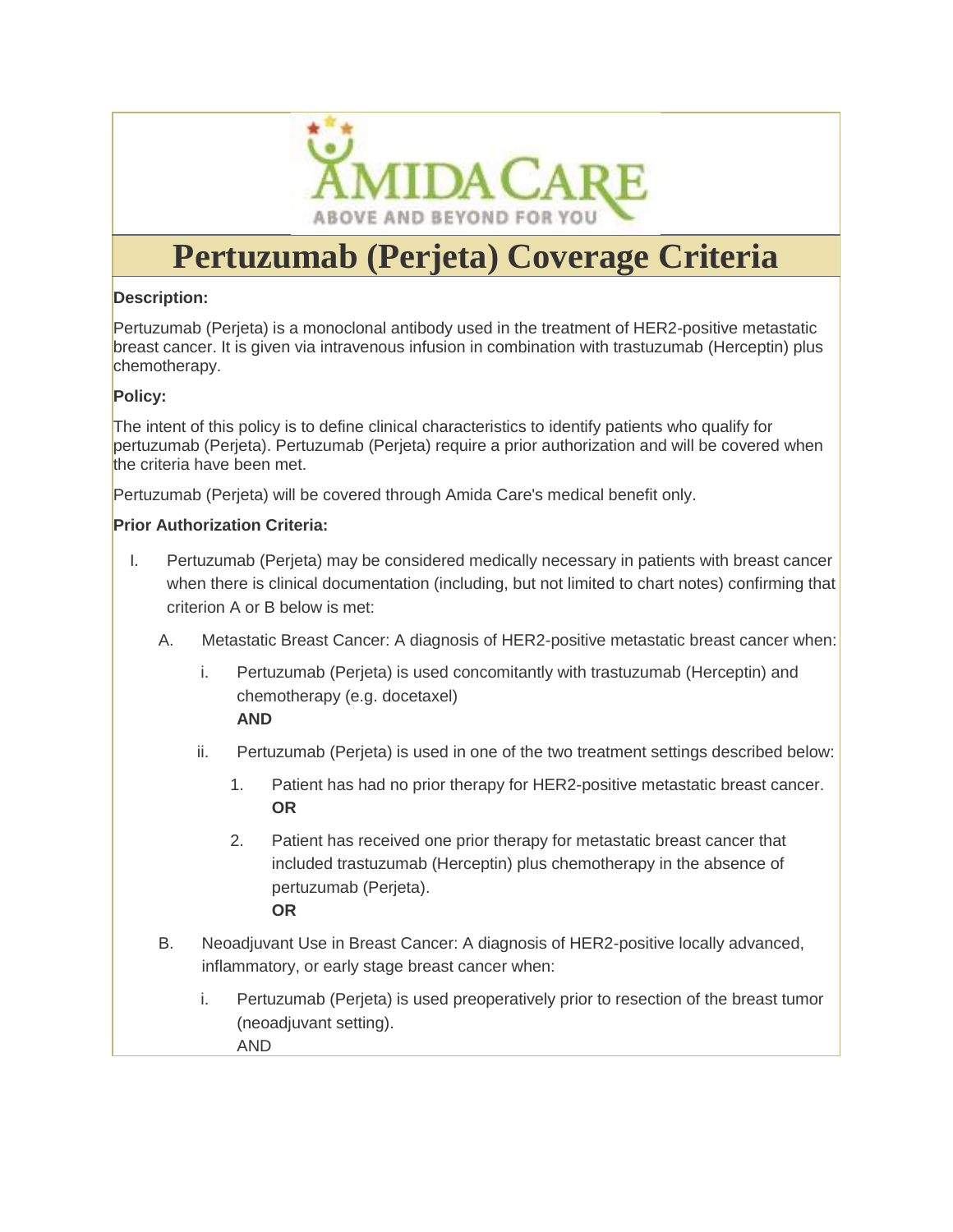# Pertuzumab (Perjeta) Coverage Criteria

**Description:**

Pertuzumab (Perjeta) is a monoclonal antibody used in the treatment of HER2-positive metastatic breast cancer. It is given via intravenous infusion in combination with trastuzumab (Herceptin) plus chemotherapy.

**Policy:**

The intent of this policy is to define clinical characteristics to identify patients who qualify for pertuzumab (Perjeta). Pertuzumab (Perjeta) require a prior authorization and will be covered when the criteria have been met.

Pertuzumab (Perjeta) will be covered through Amida Care's medical benefit only.

**Prior Authorization Criteria:**

I. Pertuzumab (Perjeta) may be considered medically necessary in patients with breast cancer when there is clinical documentation (including, but not limited to chart notes) confirming that criterion A or B below is met:

   A. Metastatic Breast Cancer: A diagnosis of HER2-positive metastatic breast cancer when:

      i. Pertuzumab (Perjeta) is used concomitantly with trastuzumab (Herceptin) and chemotherapy (e.g. docetaxel)
      **AND**

      ii. Pertuzumab (Perjeta) is used in one of the two treatment settings described below:

         1. Patient has had no prior therapy for HER2-positive metastatic breast cancer.
         **OR**

         2. Patient has received one prior therapy for metastatic breast cancer that included trastuzumab (Herceptin) plus chemotherapy in the absence of pertuzumab (Perjeta).
         **OR**

   B. Neoadjuvant Use in Breast Cancer: A diagnosis of HER2-positive locally advanced, inflammatory, or early stage breast cancer when:

      i. Pertuzumab (Perjeta) is used preoperatively prior to resection of the breast tumor (neoadjuvant setting).
      AND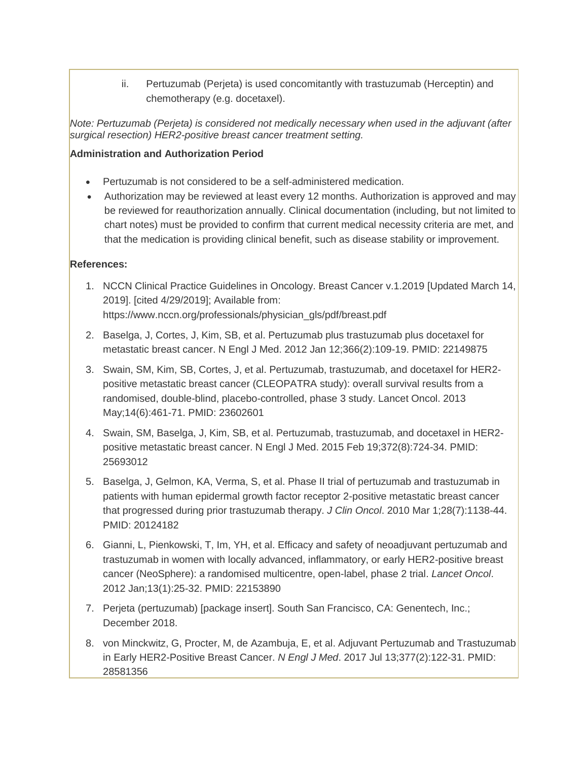ii. Pertuzumab (Perjeta) is used concomitantly with trastuzumab (Herceptin) and chemotherapy (e.g. docetaxel).

*Note: Pertuzumab (Perjeta) is considered not medically necessary when used in the adjuvant (after surgical resection) HER2-positive breast cancer treatment setting.*

**Administration and Authorization Period**

- Pertuzumab is not considered to be a self-administered medication.
- Authorization may be reviewed at least every 12 months. Authorization is approved and may be reviewed for reauthorization annually. Clinical documentation (including, but not limited to chart notes) must be provided to confirm that current medical necessity criteria are met, and that the medication is providing clinical benefit, such as disease stability or improvement.

**References:**

1. NCCN Clinical Practice Guidelines in Oncology. Breast Cancer v.1.2019 [Updated March 14, 2019]. [cited 4/29/2019]; Available from: https://www.nccn.org/professionals/physician_gls/pdf/breast.pdf
2. Baselga, J, Cortes, J, Kim, SB, et al. Pertuzumab plus trastuzumab plus docetaxel for metastatic breast cancer. N Engl J Med. 2012 Jan 12;366(2):109-19. PMID: 22149875
3. Swain, SM, Kim, SB, Cortes, J, et al. Pertuzumab, trastuzumab, and docetaxel for HER2-positive metastatic breast cancer (CLEOPATRA study): overall survival results from a randomised, double-blind, placebo-controlled, phase 3 study. Lancet Oncol. 2013 May;14(6):461-71. PMID: 23602601
4. Swain, SM, Baselga, J, Kim, SB, et al. Pertuzumab, trastuzumab, and docetaxel in HER2-positive metastatic breast cancer. N Engl J Med. 2015 Feb 19;372(8):724-34. PMID: 25693012
5. Baselga, J, Gelmon, KA, Verma, S, et al. Phase II trial of pertuzumab and trastuzumab in patients with human epidermal growth factor receptor 2-positive metastatic breast cancer that progressed during prior trastuzumab therapy. *J Clin Oncol*. 2010 Mar 1;28(7):1138-44. PMID: 20124182
6. Gianni, L, Pienkowski, T, Im, YH, et al. Efficacy and safety of neoadjuvant pertuzumab and trastuzumab in women with locally advanced, inflammatory, or early HER2-positive breast cancer (NeoSphere): a randomised multicentre, open-label, phase 2 trial. *Lancet Oncol*. 2012 Jan;13(1):25-32. PMID: 22153890
7. Perjeta (pertuzumab) [package insert]. South San Francisco, CA: Genentech, Inc.; December 2018.
8. von Minckwitz, G, Procter, M, de Azambuja, E, et al. Adjuvant Pertuzumab and Trastuzumab in Early HER2-Positive Breast Cancer. *N Engl J Med*. 2017 Jul 13;377(2):122-31. PMID: 28581356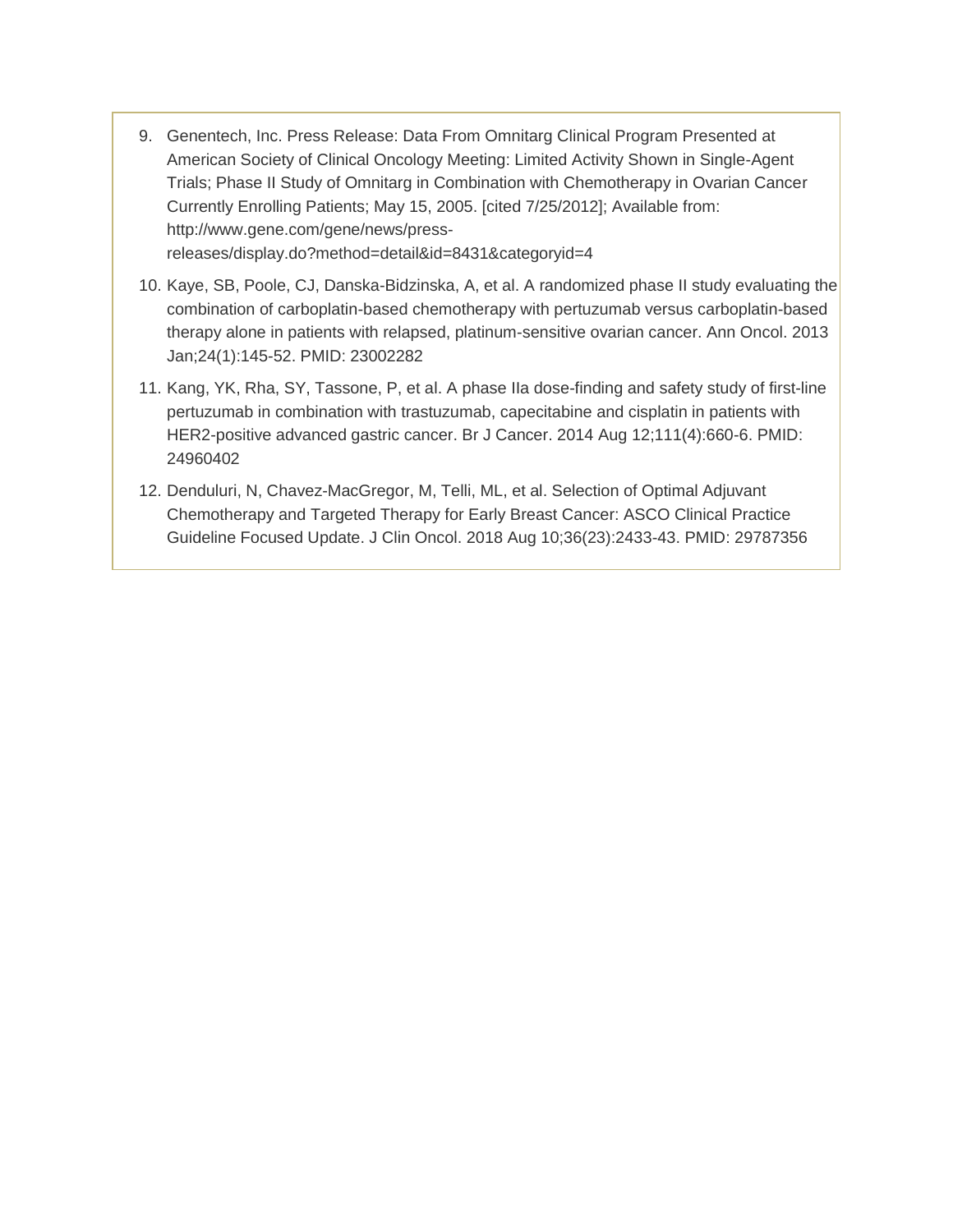9. Genentech, Inc. Press Release: Data From Omnitarg Clinical Program Presented at American Society of Clinical Oncology Meeting: Limited Activity Shown in Single-Agent Trials; Phase II Study of Omnitarg in Combination with Chemotherapy in Ovarian Cancer Currently Enrolling Patients; May 15, 2005. [cited 7/25/2012]; Available from: http://www.gene.com/gene/news/press-releases/display.do?method=detail&id=8431&categoryid=4
10. Kaye, SB, Poole, CJ, Danska-Bidzinska, A, et al. A randomized phase II study evaluating the combination of carboplatin-based chemotherapy with pertuzumab versus carboplatin-based therapy alone in patients with relapsed, platinum-sensitive ovarian cancer. Ann Oncol. 2013 Jan;24(1):145-52. PMID: 23002282
11. Kang, YK, Rha, SY, Tassone, P, et al. A phase IIa dose-finding and safety study of first-line pertuzumab in combination with trastuzumab, capecitabine and cisplatin in patients with HER2-positive advanced gastric cancer. Br J Cancer. 2014 Aug 12;111(4):660-6. PMID: 24960402
12. Denduluri, N, Chavez-MacGregor, M, Telli, ML, et al. Selection of Optimal Adjuvant Chemotherapy and Targeted Therapy for Early Breast Cancer: ASCO Clinical Practice Guideline Focused Update. J Clin Oncol. 2018 Aug 10;36(23):2433-43. PMID: 29787356